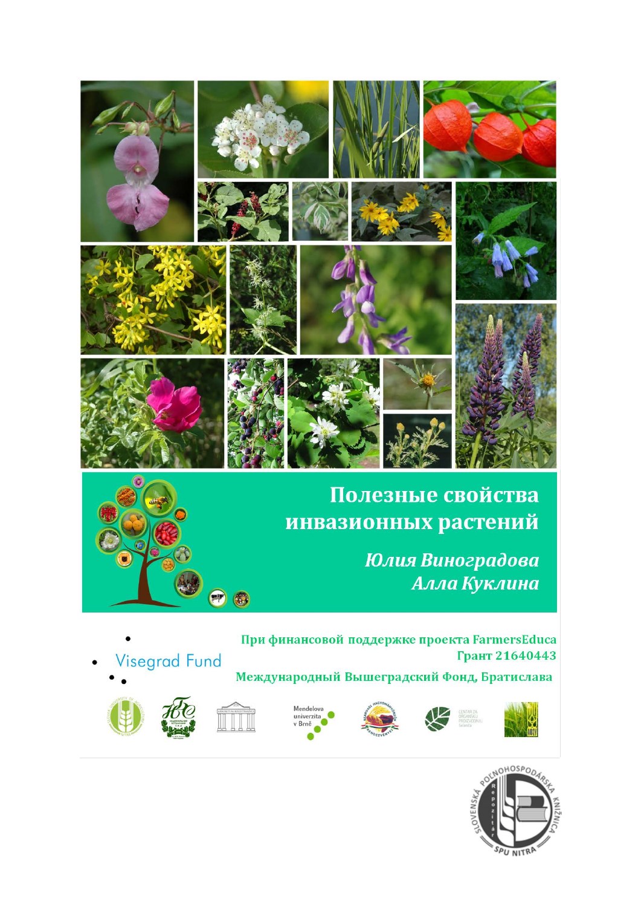# Полезные свойства инвазионных растений

*Юлия Виноградова*
*Алла Куклина*

Visegrad Fund

**При финансовой поддержке проекта FarmersEduca**
**Грант 21640443**
**Международный Вышеградский Фонд, Братислава**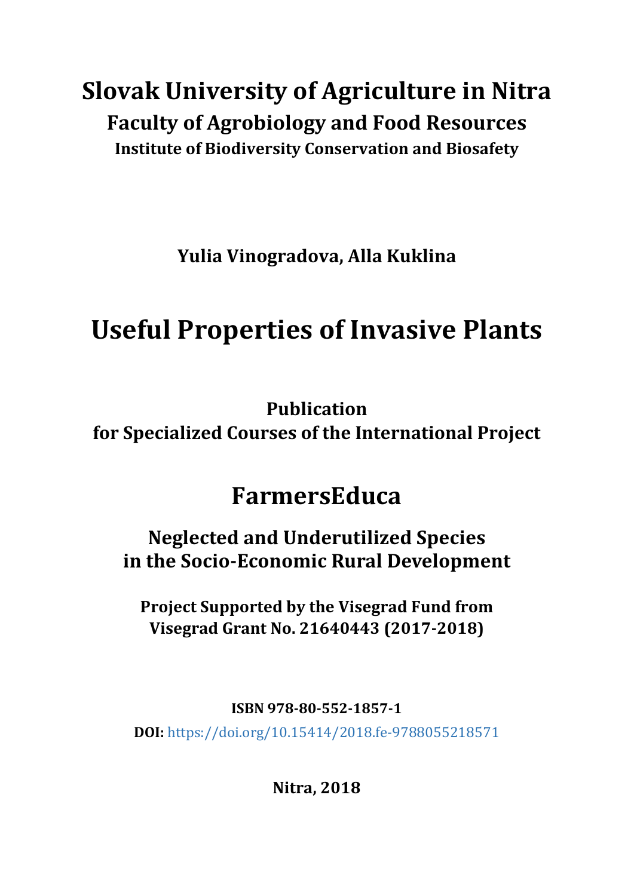# Slovak University of Agriculture in Nitra

## Faculty of Agrobiology and Food Resources

### Institute of Biodiversity Conservation and Biosafety

**Yulia Vinogradova, Alla Kuklina**

# Useful Properties of Invasive Plants

**Publication**
**for Specialized Courses of the International Project**

# FarmersEduca

## Neglected and Underutilized Species in the Socio-Economic Rural Development

**Project Supported by the Visegrad Fund from Visegrad Grant No. 21640443 (2017-2018)**

**ISBN 978-80-552-1857-1**

**DOI:** https://doi.org/10.15414/2018.fe-9788055218571

**Nitra, 2018**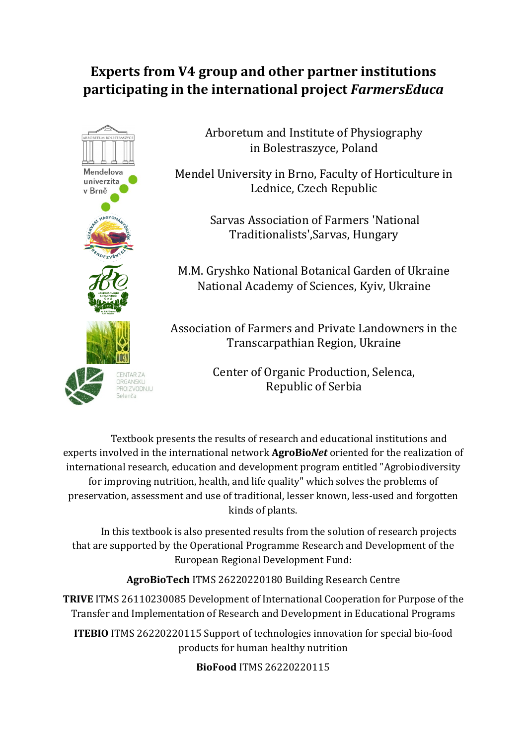# Experts from V4 group and other partner institutions participating in the international project *FarmersEduca*

Arboretum and Institute of Physiography in Bolestraszyce, Poland

Mendel University in Brno, Faculty of Horticulture in Lednice, Czech Republic

Sarvas Association of Farmers 'National Traditionalists',Sarvas, Hungary

M.M. Gryshko National Botanical Garden of Ukraine National Academy of Sciences, Kyiv, Ukraine

Association of Farmers and Private Landowners in the Transcarpathian Region, Ukraine

Center of Organic Production, Selenca, Republic of Serbia

Textbook presents the results of research and educational institutions and experts involved in the international network **AgroBio*Net*** oriented for the realization of international research, education and development program entitled "Agrobiodiversity for improving nutrition, health, and life quality" which solves the problems of preservation, assessment and use of traditional, lesser known, less-used and forgotten kinds of plants.

In this textbook is also presented results from the solution of research projects that are supported by the Operational Programme Research and Development of the European Regional Development Fund:

**AgroBioTech** ITMS 26220220180 Building Research Centre

**TRIVE** ITMS 26110230085 Development of International Cooperation for Purpose of the Transfer and Implementation of Research and Development in Educational Programs

**ITEBIO** ITMS 26220220115 Support of technologies innovation for special bio-food products for human healthy nutrition

**BioFood** ITMS 26220220115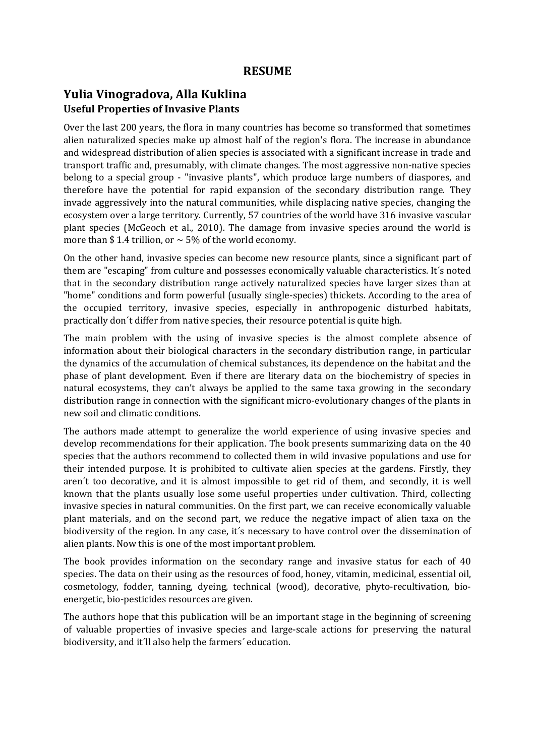# RESUME

## Yulia Vinogradova, Alla Kuklina

### Useful Properties of Invasive Plants

Over the last 200 years, the flora in many countries has become so transformed that sometimes alien naturalized species make up almost half of the region's flora. The increase in abundance and widespread distribution of alien species is associated with a significant increase in trade and transport traffic and, presumably, with climate changes. The most aggressive non-native species belong to a special group - "invasive plants", which produce large numbers of diaspores, and therefore have the potential for rapid expansion of the secondary distribution range. They invade aggressively into the natural communities, while displacing native species, changing the ecosystem over a large territory. Currently, 57 countries of the world have 316 invasive vascular plant species (McGeoch et al., 2010). The damage from invasive species around the world is more than $ 1.4 trillion, or ~ 5% of the world economy.

On the other hand, invasive species can become new resource plants, since a significant part of them are "escaping" from culture and possesses economically valuable characteristics. It´s noted that in the secondary distribution range actively naturalized species have larger sizes than at "home" conditions and form powerful (usually single-species) thickets. According to the area of the occupied territory, invasive species, especially in anthropogenic disturbed habitats, practically don´t differ from native species, their resource potential is quite high.

The main problem with the using of invasive species is the almost complete absence of information about their biological characters in the secondary distribution range, in particular the dynamics of the accumulation of chemical substances, its dependence on the habitat and the phase of plant development. Even if there are literary data on the biochemistry of species in natural ecosystems, they can't always be applied to the same taxa growing in the secondary distribution range in connection with the significant micro-evolutionary changes of the plants in new soil and climatic conditions.

The authors made attempt to generalize the world experience of using invasive species and develop recommendations for their application. The book presents summarizing data on the 40 species that the authors recommend to collected them in wild invasive populations and use for their intended purpose. It is prohibited to cultivate alien species at the gardens. Firstly, they aren´t too decorative, and it is almost impossible to get rid of them, and secondly, it is well known that the plants usually lose some useful properties under cultivation. Third, collecting invasive species in natural communities. On the first part, we can receive economically valuable plant materials, and on the second part, we reduce the negative impact of alien taxa on the biodiversity of the region. In any case, it´s necessary to have control over the dissemination of alien plants. Now this is one of the most important problem.

The book provides information on the secondary range and invasive status for each of 40 species. The data on their using as the resources of food, honey, vitamin, medicinal, essential oil, cosmetology, fodder, tanning, dyeing, technical (wood), decorative, phyto-recultivation, bio-energetic, bio-pesticides resources are given.

The authors hope that this publication will be an important stage in the beginning of screening of valuable properties of invasive species and large-scale actions for preserving the natural biodiversity, and it´ll also help the farmers´ education.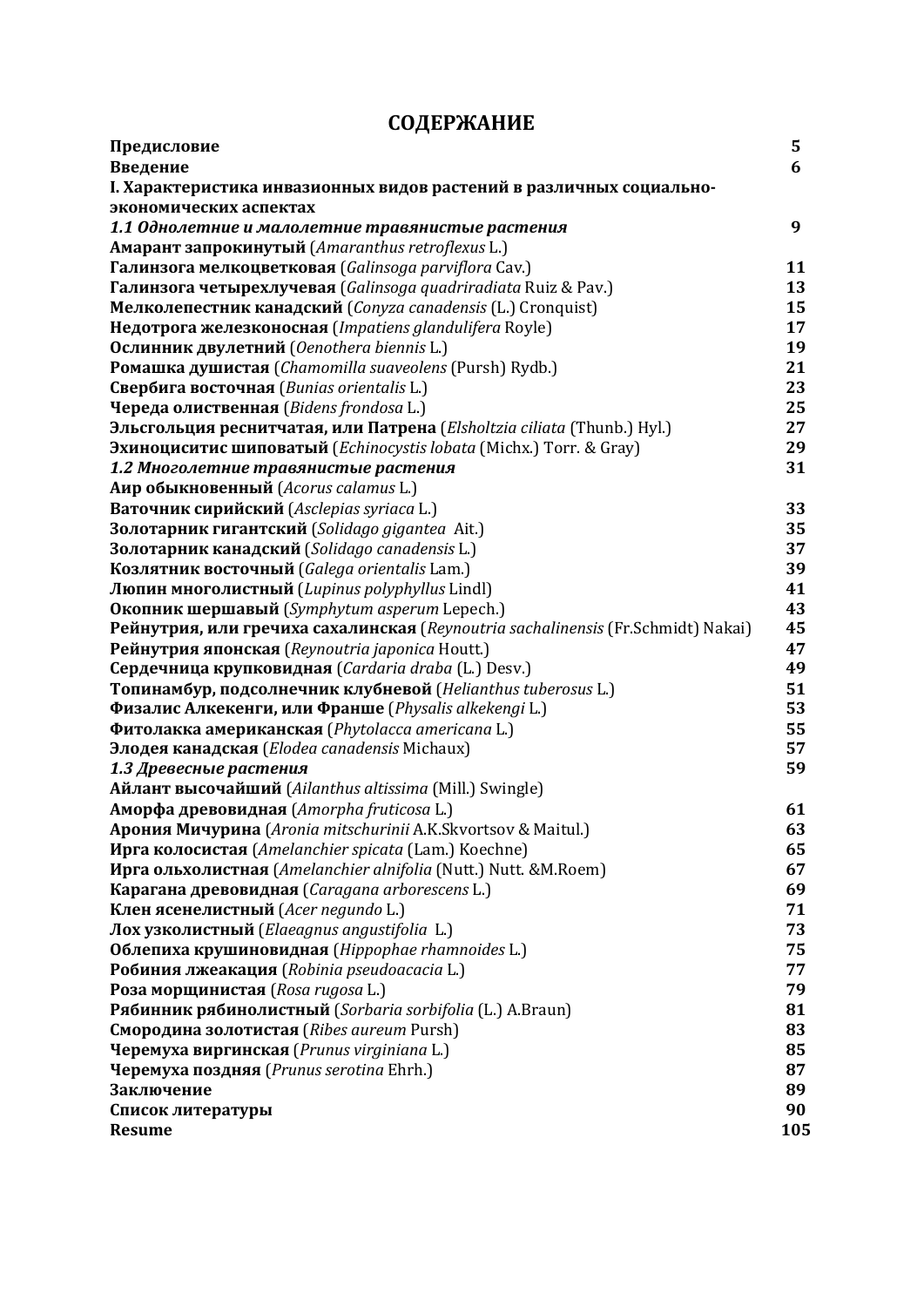# СОДЕРЖАНИЕ

| | |
|---|---|
| **Предисловие** | **5** |
| **Введение** | **6** |
| **I. Характеристика инвазионных видов растений в различных социально-экономических аспектах** | |
| ***1.1 Однолетние и малолетние травянистые растения*** | **9** |
| **Амарант запрокинутый** (*Amaranthus retroflexus* L.) | |
| **Галинзога мелкоцветковая** (*Galinsoga parviflora* Cav.) | **11** |
| **Галинзога четырехлучевая** (*Galinsoga quadriradiata* Ruiz & Pav.) | **13** |
| **Мелколепестник канадский** (*Conyza canadensis* (L.) Cronquist) | **15** |
| **Недотрога железконосная** (*Impatiens glandulifera* Royle) | **17** |
| **Ослинник двулетний** (*Oenothera biennis* L.) | **19** |
| **Ромашка душистая** (*Chamomilla suaveolens* (Pursh) Rydb.) | **21** |
| **Свербига восточная** (*Bunias orientalis* L.) | **23** |
| **Череда олиственная** (*Bidens frondosa* L.) | **25** |
| **Эльсгольция реснитчатая, или Патрена** (*Elsholtzia ciliata* (Thunb.) Hyl.) | **27** |
| **Эхиноцистис шиповатый** (*Echinocystis lobata* (Michx.) Torr. & Gray) | **29** |
| ***1.2 Многолетние травянистые растения*** | **31** |
| **Аир обыкновенный** (*Acorus calamus* L.) | |
| **Ваточник сирийский** (*Asclepias syriaca* L.) | **33** |
| **Золотарник гигантский** (*Solidago gigantea* Ait.) | **35** |
| **Золотарник канадский** (*Solidago canadensis* L.) | **37** |
| **Козлятник восточный** (*Galega orientalis* Lam.) | **39** |
| **Люпин многолистный** (*Lupinus polyphyllus* Lindl) | **41** |
| **Окопник шершавый** (*Symphytum asperum* Lepech.) | **43** |
| **Рейнутрия, или гречиха сахалинская** (*Reynoutria sachalinensis* (Fr.Schmidt) Nakai) | **45** |
| **Рейнутрия японская** (*Reynoutria japonica* Houtt.) | **47** |
| **Сердечница крупковидная** (*Cardaria draba* (L.) Desv.) | **49** |
| **Топинамбур, подсолнечник клубневой** (*Helianthus tuberosus* L.) | **51** |
| **Физалис Алкекенги, или Франше** (*Physalis alkekengi* L.) | **53** |
| **Фитолакка американская** (*Phytolacca americana* L.) | **55** |
| **Элодея канадская** (*Elodea canadensis* Michaux) | **57** |
| ***1.3 Древесные растения*** | **59** |
| **Айлант высочайший** (*Ailanthus altissima* (Mill.) Swingle) | |
| **Аморфа древовидная** (*Amorpha fruticosa* L.) | **61** |
| **Арония Мичурина** (*Aronia mitschurinii* A.K.Skvortsov & Maitul.) | **63** |
| **Ирга колосистая** (*Amelanchier spicata* (Lam.) Koechne) | **65** |
| **Ирга ольхолистная** (*Amelanchier alnifolia* (Nutt.) Nutt. &M.Roem) | **67** |
| **Карагана древовидная** (*Caragana arborescens* L.) | **69** |
| **Клен ясенелистный** (*Acer negundo* L.) | **71** |
| **Лох узколистный** (*Elaeagnus angustifolia* L.) | **73** |
| **Облепиха крушиновидная** (*Hippophae rhamnoides* L.) | **75** |
| **Робиния лжеакация** (*Robinia pseudoacacia* L.) | **77** |
| **Роза морщинистая** (*Rosa rugosa* L.) | **79** |
| **Рябинник рябинолистный** (*Sorbaria sorbifolia* (L.) A.Braun) | **81** |
| **Смородина золотистая** (*Ribes aureum* Pursh) | **83** |
| **Черемуха виргинская** (*Prunus virginiana* L.) | **85** |
| **Черемуха поздняя** (*Prunus serotina* Ehrh.) | **87** |
| **Заключение** | **89** |
| **Список литературы** | **90** |
| **Resume** | **105** |